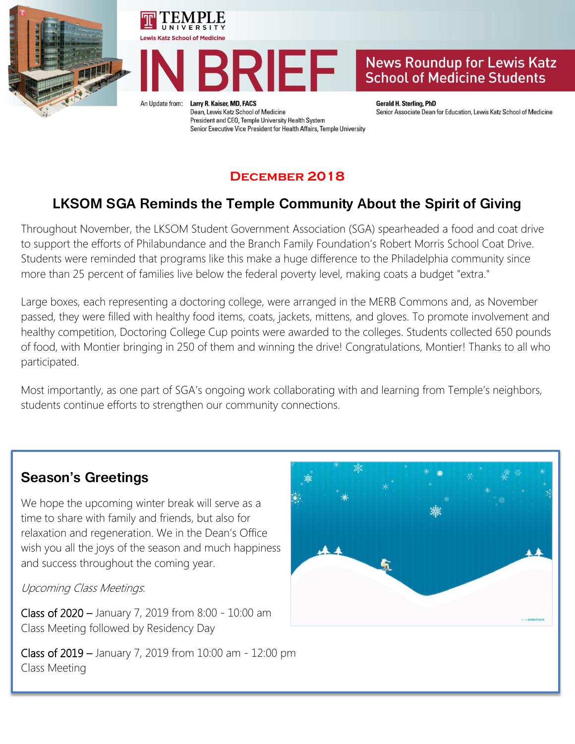# TEMPLE UNIVERSITY

Lewis Katz School of Medicine

# IN BRIEF

## News Roundup for Lewis Katz School of Medicine Students

An Update from: **Larry R. Kaiser, MD, FACS**
Dean, Lewis Katz School of Medicine
President and CEO, Temple University Health System
Senior Executive Vice President for Health Affairs, Temple University

**Gerald H. Sterling, PhD**
Senior Associate Dean for Education, Lewis Katz School of Medicine

## December 2018

## LKSOM SGA Reminds the Temple Community About the Spirit of Giving

Throughout November, the LKSOM Student Government Association (SGA) spearheaded a food and coat drive to support the efforts of Philabundance and the Branch Family Foundation's Robert Morris School Coat Drive. Students were reminded that programs like this make a huge difference to the Philadelphia community since more than 25 percent of families live below the federal poverty level, making coats a budget "extra."

Large boxes, each representing a doctoring college, were arranged in the MERB Commons and, as November passed, they were filled with healthy food items, coats, jackets, mittens, and gloves. To promote involvement and healthy competition, Doctoring College Cup points were awarded to the colleges. Students collected 650 pounds of food, with Montier bringing in 250 of them and winning the drive! Congratulations, Montier! Thanks to all who participated.

Most importantly, as one part of SGA's ongoing work collaborating with and learning from Temple's neighbors, students continue efforts to strengthen our community connections.

## Season's Greetings

We hope the upcoming winter break will serve as a time to share with family and friends, but also for relaxation and regeneration. We in the Dean's Office wish you all the joys of the season and much happiness and success throughout the coming year.

*Upcoming Class Meetings*:

Class of 2020 – January 7, 2019 from 8:00 - 10:00 am
Class Meeting followed by Residency Day

Class of 2019 – January 7, 2019 from 10:00 am - 12:00 pm
Class Meeting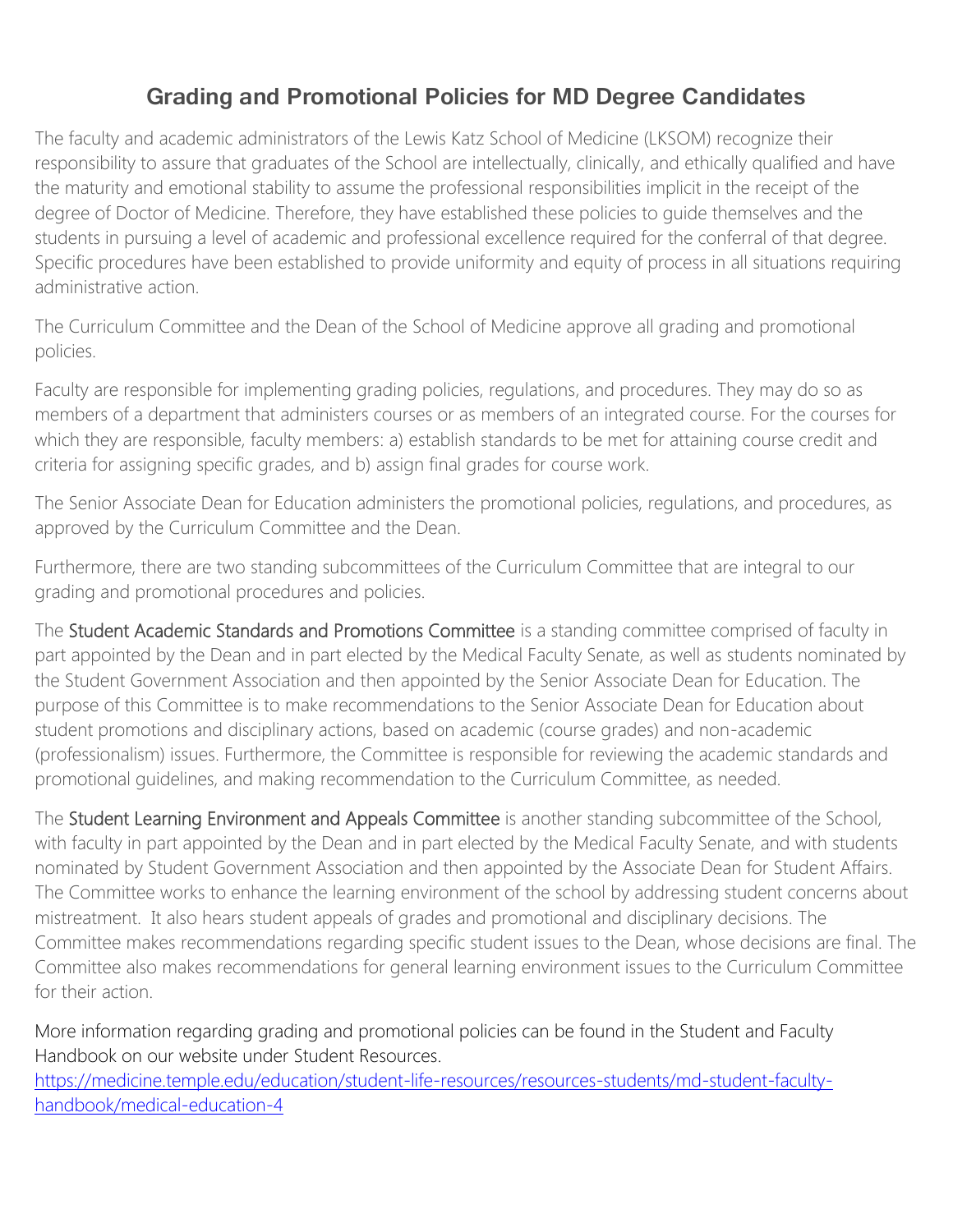# Grading and Promotional Policies for MD Degree Candidates

The faculty and academic administrators of the Lewis Katz School of Medicine (LKSOM) recognize their responsibility to assure that graduates of the School are intellectually, clinically, and ethically qualified and have the maturity and emotional stability to assume the professional responsibilities implicit in the receipt of the degree of Doctor of Medicine. Therefore, they have established these policies to guide themselves and the students in pursuing a level of academic and professional excellence required for the conferral of that degree. Specific procedures have been established to provide uniformity and equity of process in all situations requiring administrative action.

The Curriculum Committee and the Dean of the School of Medicine approve all grading and promotional policies.

Faculty are responsible for implementing grading policies, regulations, and procedures. They may do so as members of a department that administers courses or as members of an integrated course. For the courses for which they are responsible, faculty members: a) establish standards to be met for attaining course credit and criteria for assigning specific grades, and b) assign final grades for course work.

The Senior Associate Dean for Education administers the promotional policies, regulations, and procedures, as approved by the Curriculum Committee and the Dean.

Furthermore, there are two standing subcommittees of the Curriculum Committee that are integral to our grading and promotional procedures and policies.

The Student Academic Standards and Promotions Committee is a standing committee comprised of faculty in part appointed by the Dean and in part elected by the Medical Faculty Senate, as well as students nominated by the Student Government Association and then appointed by the Senior Associate Dean for Education. The purpose of this Committee is to make recommendations to the Senior Associate Dean for Education about student promotions and disciplinary actions, based on academic (course grades) and non-academic (professionalism) issues. Furthermore, the Committee is responsible for reviewing the academic standards and promotional guidelines, and making recommendation to the Curriculum Committee, as needed.

The Student Learning Environment and Appeals Committee is another standing subcommittee of the School, with faculty in part appointed by the Dean and in part elected by the Medical Faculty Senate, and with students nominated by Student Government Association and then appointed by the Associate Dean for Student Affairs. The Committee works to enhance the learning environment of the school by addressing student concerns about mistreatment. It also hears student appeals of grades and promotional and disciplinary decisions. The Committee makes recommendations regarding specific student issues to the Dean, whose decisions are final. The Committee also makes recommendations for general learning environment issues to the Curriculum Committee for their action.

More information regarding grading and promotional policies can be found in the Student and Faculty Handbook on our website under Student Resources.
[https://medicine.temple.edu/education/student-life-resources/resources-students/md-student-faculty-handbook/medical-education-4](https://medicine.temple.edu/education/student-life-resources/resources-students/md-student-faculty-handbook/medical-education-4)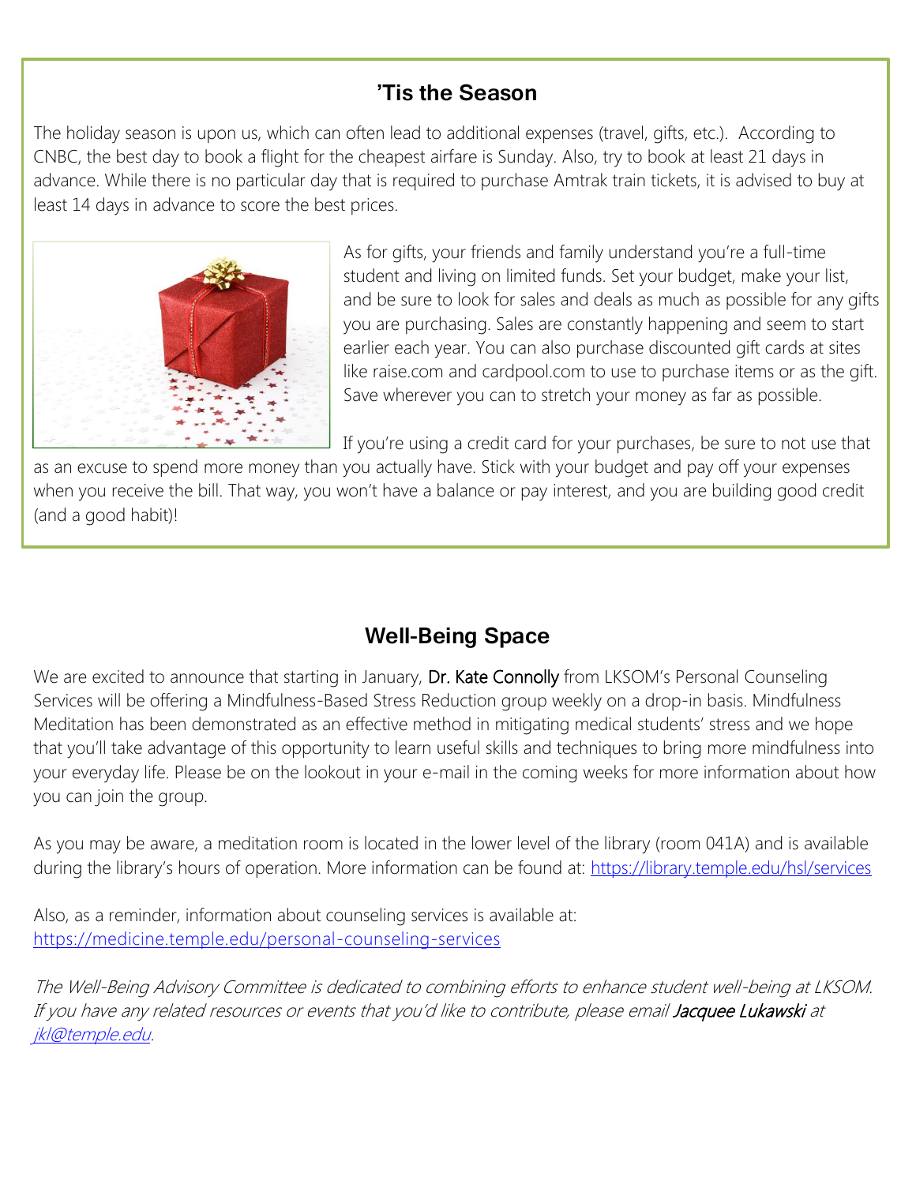## ’Tis the Season

The holiday season is upon us, which can often lead to additional expenses (travel, gifts, etc.). According to CNBC, the best day to book a flight for the cheapest airfare is Sunday. Also, try to book at least 21 days in advance. While there is no particular day that is required to purchase Amtrak train tickets, it is advised to buy at least 14 days in advance to score the best prices.

As for gifts, your friends and family understand you’re a full-time student and living on limited funds. Set your budget, make your list, and be sure to look for sales and deals as much as possible for any gifts you are purchasing. Sales are constantly happening and seem to start earlier each year. You can also purchase discounted gift cards at sites like raise.com and cardpool.com to use to purchase items or as the gift. Save wherever you can to stretch your money as far as possible.

If you’re using a credit card for your purchases, be sure to not use that as an excuse to spend more money than you actually have. Stick with your budget and pay off your expenses when you receive the bill. That way, you won’t have a balance or pay interest, and you are building good credit (and a good habit)!

## Well-Being Space

We are excited to announce that starting in January, Dr. Kate Connolly from LKSOM’s Personal Counseling Services will be offering a Mindfulness-Based Stress Reduction group weekly on a drop-in basis. Mindfulness Meditation has been demonstrated as an effective method in mitigating medical students’ stress and we hope that you’ll take advantage of this opportunity to learn useful skills and techniques to bring more mindfulness into your everyday life. Please be on the lookout in your e-mail in the coming weeks for more information about how you can join the group.

As you may be aware, a meditation room is located in the lower level of the library (room 041A) and is available during the library’s hours of operation. More information can be found at: https://library.temple.edu/hsl/services

Also, as a reminder, information about counseling services is available at: https://medicine.temple.edu/personal-counseling-services

*The Well-Being Advisory Committee is dedicated to combining efforts to enhance student well-being at LKSOM. If you have any related resources or events that you’d like to contribute, please email Jacquee Lukawski at jkl@temple.edu.*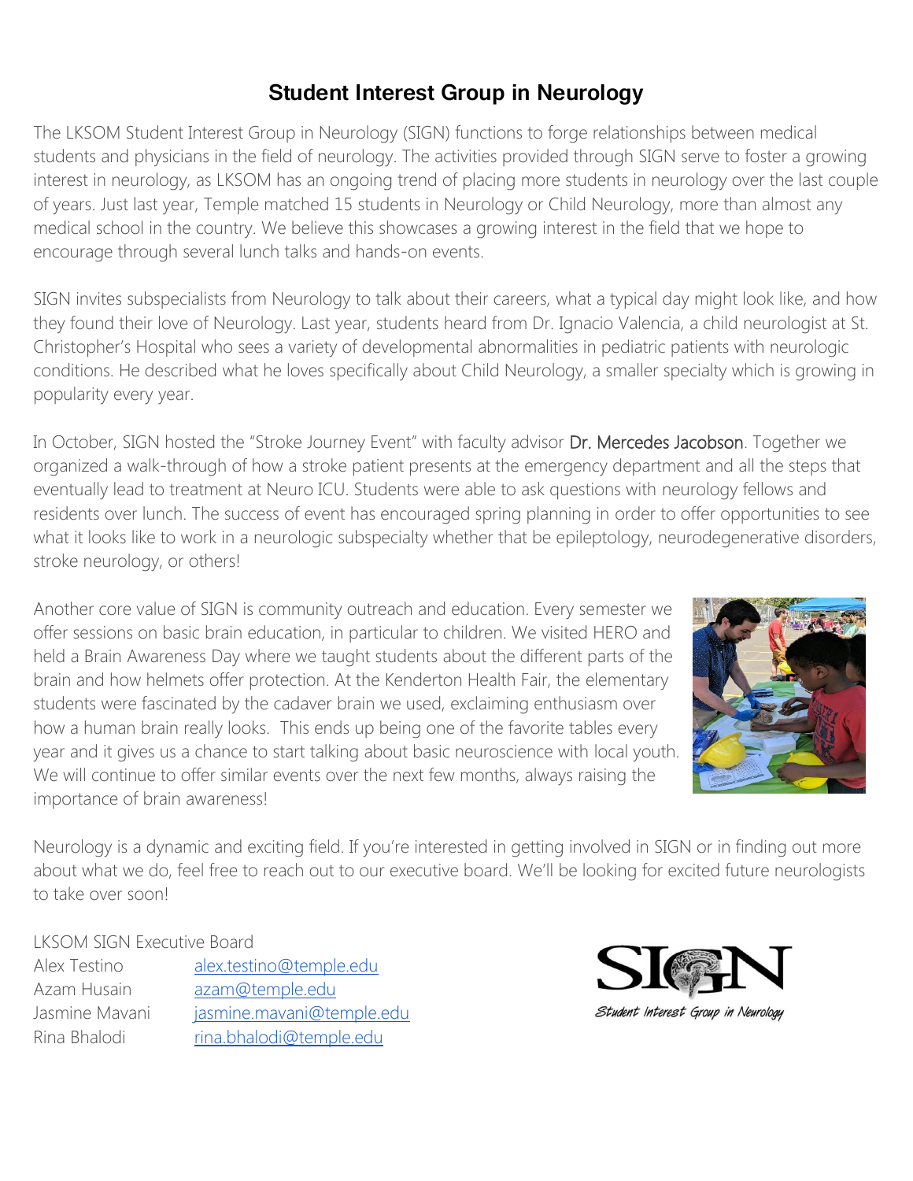# Student Interest Group in Neurology

The LKSOM Student Interest Group in Neurology (SIGN) functions to forge relationships between medical students and physicians in the field of neurology. The activities provided through SIGN serve to foster a growing interest in neurology, as LKSOM has an ongoing trend of placing more students in neurology over the last couple of years. Just last year, Temple matched 15 students in Neurology or Child Neurology, more than almost any medical school in the country. We believe this showcases a growing interest in the field that we hope to encourage through several lunch talks and hands-on events.

SIGN invites subspecialists from Neurology to talk about their careers, what a typical day might look like, and how they found their love of Neurology. Last year, students heard from Dr. Ignacio Valencia, a child neurologist at St. Christopher's Hospital who sees a variety of developmental abnormalities in pediatric patients with neurologic conditions. He described what he loves specifically about Child Neurology, a smaller specialty which is growing in popularity every year.

In October, SIGN hosted the "Stroke Journey Event" with faculty advisor Dr. Mercedes Jacobson. Together we organized a walk-through of how a stroke patient presents at the emergency department and all the steps that eventually lead to treatment at Neuro ICU. Students were able to ask questions with neurology fellows and residents over lunch. The success of event has encouraged spring planning in order to offer opportunities to see what it looks like to work in a neurologic subspecialty whether that be epileptology, neurodegenerative disorders, stroke neurology, or others!

Another core value of SIGN is community outreach and education. Every semester we offer sessions on basic brain education, in particular to children. We visited HERO and held a Brain Awareness Day where we taught students about the different parts of the brain and how helmets offer protection. At the Kenderton Health Fair, the elementary students were fascinated by the cadaver brain we used, exclaiming enthusiasm over how a human brain really looks. This ends up being one of the favorite tables every year and it gives us a chance to start talking about basic neuroscience with local youth. We will continue to offer similar events over the next few months, always raising the importance of brain awareness!

Neurology is a dynamic and exciting field. If you're interested in getting involved in SIGN or in finding out more about what we do, feel free to reach out to our executive board. We'll be looking for excited future neurologists to take over soon!

LKSOM SIGN Executive Board

| | |
|---|---|
| Alex Testino | alex.testino@temple.edu |
| Azam Husain | azam@temple.edu |
| Jasmine Mavani | jasmine.mavani@temple.edu |
| Rina Bhalodi | rina.bhalodi@temple.edu |

SIGN

Student Interest Group in Neurology